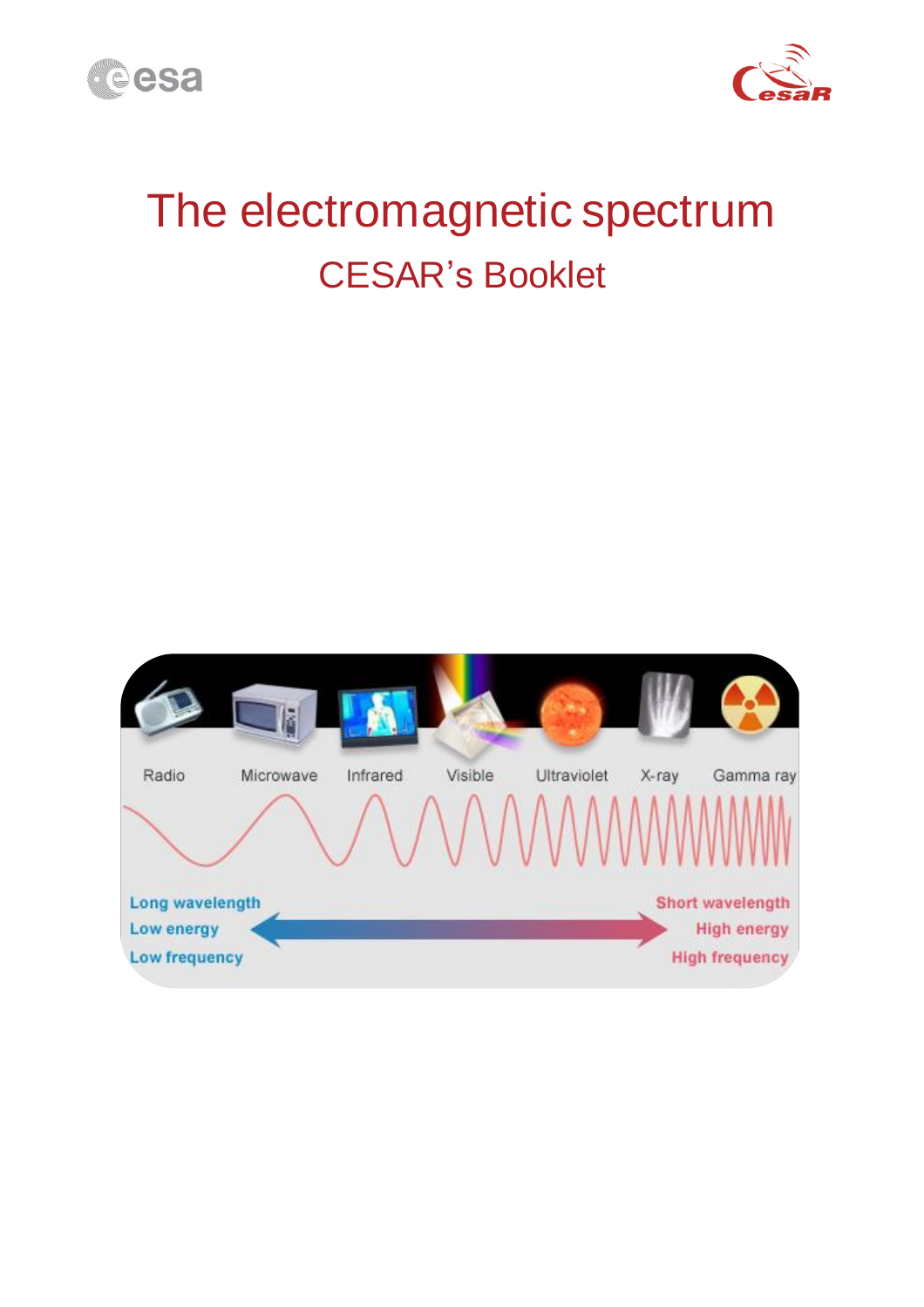# The electromagnetic spectrum

## CESAR's Booklet

Radio Microwave Infrared Visible Ultraviolet X-ray Gamma ray

Long wavelength
Low energy
Low frequency

Short wavelength
High energy
High frequency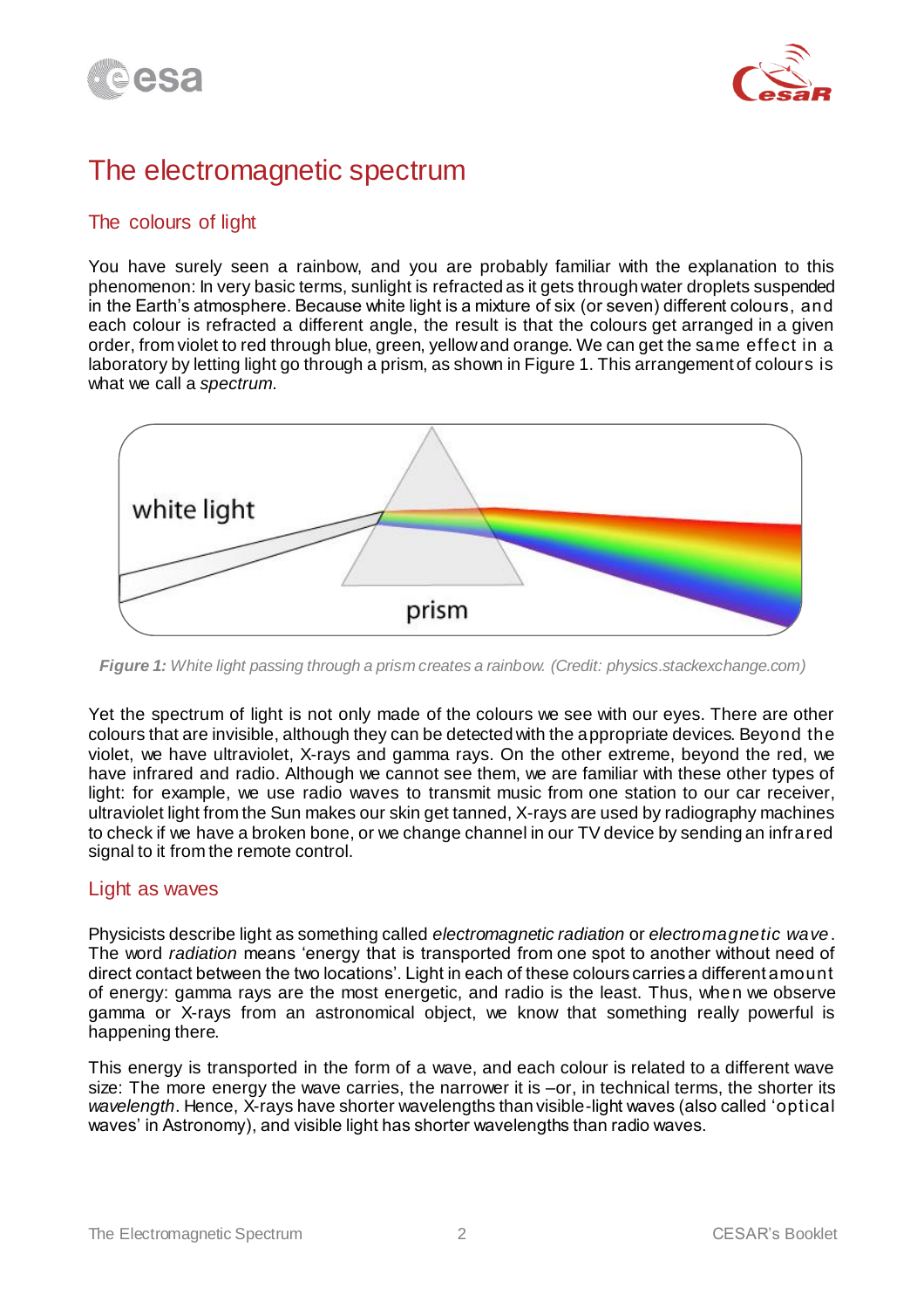# The electromagnetic spectrum

## The colours of light

You have surely seen a rainbow, and you are probably familiar with the explanation to this phenomenon: In very basic terms, sunlight is refracted as it gets through water droplets suspended in the Earth's atmosphere. Because white light is a mixture of six (or seven) different colours, and each colour is refracted a different angle, the result is that the colours get arranged in a given order, from violet to red through blue, green, yellow and orange. We can get the same effect in a laboratory by letting light go through a prism, as shown in Figure 1. This arrangement of colours is what we call a *spectrum*.

***Figure 1:*** *White light passing through a prism creates a rainbow. (Credit: physics.stackexchange.com)*

Yet the spectrum of light is not only made of the colours we see with our eyes. There are other colours that are invisible, although they can be detected with the appropriate devices. Beyond the violet, we have ultraviolet, X-rays and gamma rays. On the other extreme, beyond the red, we have infrared and radio. Although we cannot see them, we are familiar with these other types of light: for example, we use radio waves to transmit music from one station to our car receiver, ultraviolet light from the Sun makes our skin get tanned, X-rays are used by radiography machines to check if we have a broken bone, or we change channel in our TV device by sending an infrared signal to it from the remote control.

## Light as waves

Physicists describe light as something called *electromagnetic radiation* or *electromagnetic wave*. The word *radiation* means 'energy that is transported from one spot to another without need of direct contact between the two locations'. Light in each of these colours carries a different amount of energy: gamma rays are the most energetic, and radio is the least. Thus, when we observe gamma or X-rays from an astronomical object, we know that something really powerful is happening there.

This energy is transported in the form of a wave, and each colour is related to a different wave size: The more energy the wave carries, the narrower it is –or, in technical terms, the shorter its *wavelength*. Hence, X-rays have shorter wavelengths than visible-light waves (also called 'optical waves' in Astronomy), and visible light has shorter wavelengths than radio waves.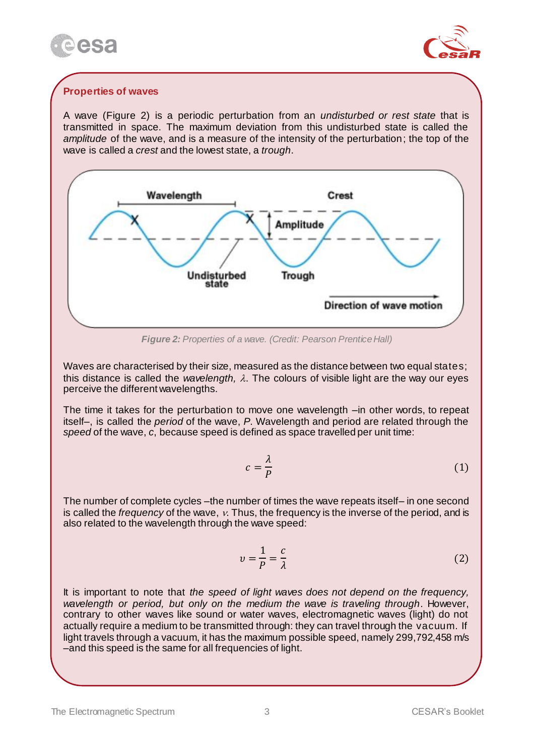## Properties of waves

A wave (Figure 2) is a periodic perturbation from an *undisturbed or rest state* that is transmitted in space. The maximum deviation from this undisturbed state is called the *amplitude* of the wave, and is a measure of the intensity of the perturbation; the top of the wave is called a *crest* and the lowest state, a *trough*.

***Figure 2:*** *Properties of a wave. (Credit: Pearson Prentice Hall)*

Waves are characterised by their size, measured as the distance between two equal states; this distance is called the *wavelength,* $\lambda$. The colours of visible light are the way our eyes perceive the different wavelengths.

The time it takes for the perturbation to move one wavelength –in other words, to repeat itself–, is called the *period* of the wave, *P*. Wavelength and period are related through the *speed* of the wave, *c*, because speed is defined as space travelled per unit time:

$$c = \frac{\lambda}{P} \tag{1}$$

The number of complete cycles –the number of times the wave repeats itself– in one second is called the *frequency* of the wave, $\nu$. Thus, the frequency is the inverse of the period, and is also related to the wavelength through the wave speed:

$$\upsilon = \frac{1}{P} = \frac{c}{\lambda} \tag{2}$$

It is important to note that *the speed of light waves does not depend on the frequency, wavelength or period, but only on the medium the wave is traveling through*. However, contrary to other waves like sound or water waves, electromagnetic waves (light) do not actually require a medium to be transmitted through: they can travel through the vacuum. If light travels through a vacuum, it has the maximum possible speed, namely 299,792,458 m/s –and this speed is the same for all frequencies of light.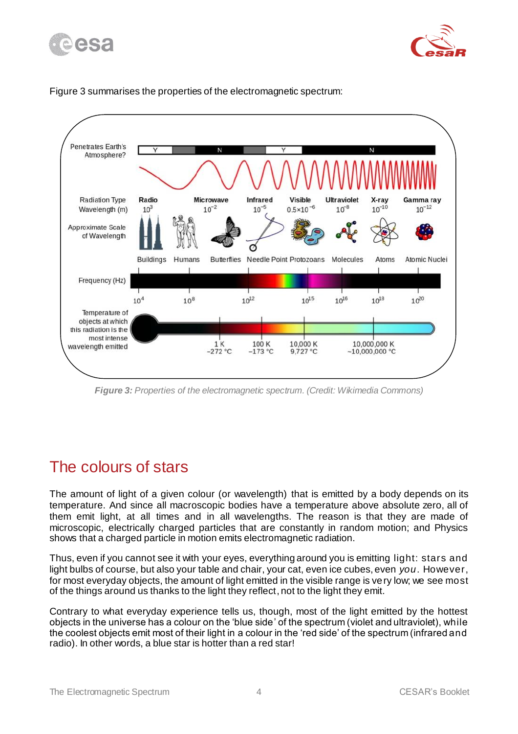Figure 3 summarises the properties of the electromagnetic spectrum:

*Figure 3: Properties of the electromagnetic spectrum. (Credit: Wikimedia Commons)*

# The colours of stars

The amount of light of a given colour (or wavelength) that is emitted by a body depends on its temperature. And since all macroscopic bodies have a temperature above absolute zero, all of them emit light, at all times and in all wavelengths. The reason is that they are made of microscopic, electrically charged particles that are constantly in random motion; and Physics shows that a charged particle in motion emits electromagnetic radiation.

Thus, even if you cannot see it with your eyes, everything around you is emitting light: stars and light bulbs of course, but also your table and chair, your cat, even ice cubes, even *you*. However, for most everyday objects, the amount of light emitted in the visible range is very low; we see most of the things around us thanks to the light they reflect, not to the light they emit.

Contrary to what everyday experience tells us, though, most of the light emitted by the hottest objects in the universe has a colour on the 'blue side' of the spectrum (violet and ultraviolet), while the coolest objects emit most of their light in a colour in the 'red side' of the spectrum (infrared and radio). In other words, a blue star is hotter than a red star!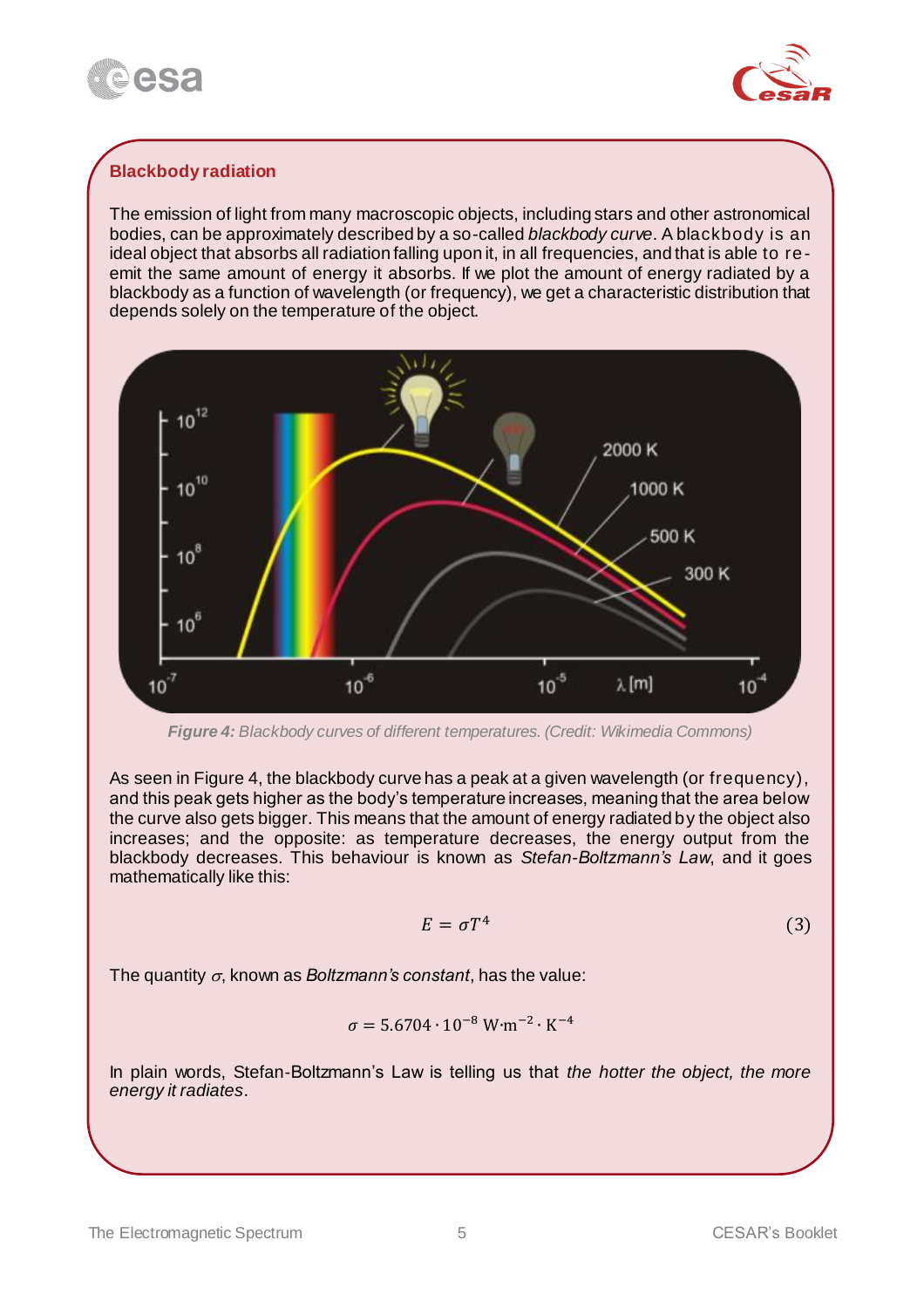### Blackbody radiation

The emission of light from many macroscopic objects, including stars and other astronomical bodies, can be approximately described by a so-called *blackbody curve*. A blackbody is an ideal object that absorbs all radiation falling upon it, in all frequencies, and that is able to re-emit the same amount of energy it absorbs. If we plot the amount of energy radiated by a blackbody as a function of wavelength (or frequency), we get a characteristic distribution that depends solely on the temperature of the object.

***Figure 4:*** *Blackbody curves of different temperatures. (Credit: Wikimedia Commons)*

As seen in Figure 4, the blackbody curve has a peak at a given wavelength (or frequency), and this peak gets higher as the body's temperature increases, meaning that the area below the curve also gets bigger. This means that the amount of energy radiated by the object also increases; and the opposite: as temperature decreases, the energy output from the blackbody decreases. This behaviour is known as *Stefan-Boltzmann's Law*, and it goes mathematically like this:

$$E = \sigma T^4 \tag{3}$$

The quantity $\sigma$, known as *Boltzmann's constant*, has the value:

$$\sigma = 5.6704 \cdot 10^{-8}\ \mathrm{W{\cdot}m^{-2} \cdot K^{-4}}$$

In plain words, Stefan-Boltzmann's Law is telling us that *the hotter the object, the more energy it radiates*.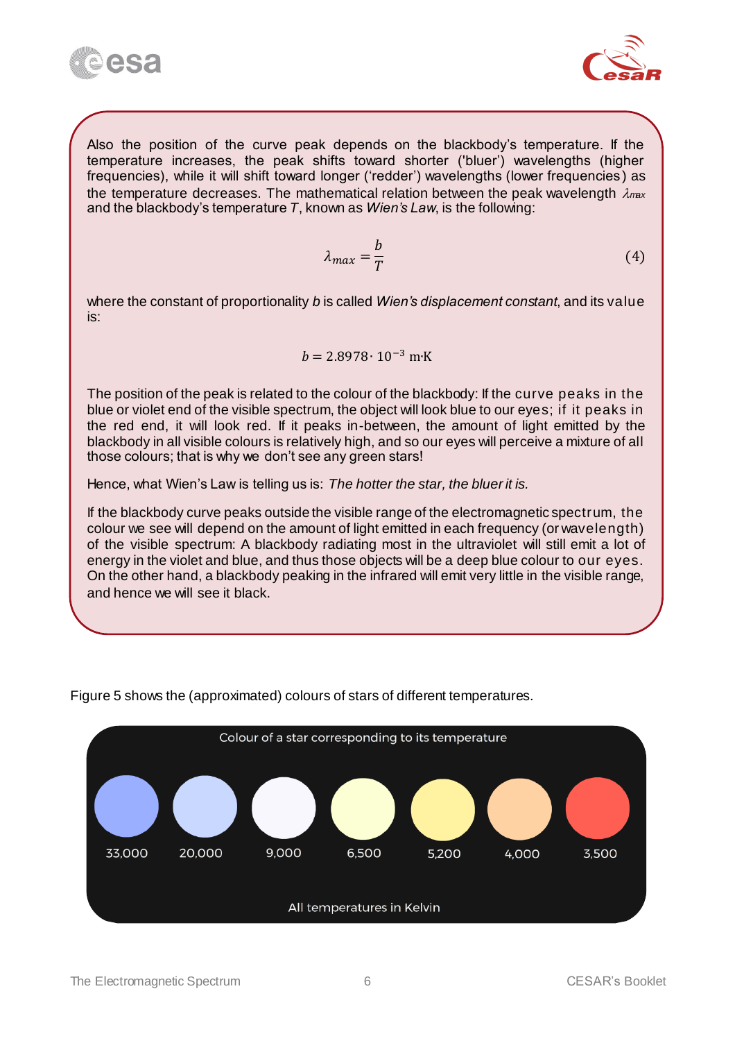Also the position of the curve peak depends on the blackbody's temperature. If the temperature increases, the peak shifts toward shorter ('bluer') wavelengths (higher frequencies), while it will shift toward longer ('redder') wavelengths (lower frequencies) as the temperature decreases. The mathematical relation between the peak wavelength $\lambda_{max}$ and the blackbody's temperature $T$, known as *Wien's Law*, is the following:

$$\lambda_{max} = \frac{b}{T} \tag{4}$$

where the constant of proportionality $b$ is called *Wien's displacement constant*, and its value is:

$$b = 2.8978 \cdot 10^{-3} \text{ m·K}$$

The position of the peak is related to the colour of the blackbody: If the curve peaks in the blue or violet end of the visible spectrum, the object will look blue to our eyes; if it peaks in the red end, it will look red. If it peaks in-between, the amount of light emitted by the blackbody in all visible colours is relatively high, and so our eyes will perceive a mixture of all those colours; that is why we don't see any green stars!

Hence, what Wien's Law is telling us is: *The hotter the star, the bluer it is.*

If the blackbody curve peaks outside the visible range of the electromagnetic spectrum, the colour we see will depend on the amount of light emitted in each frequency (or wavelength) of the visible spectrum: A blackbody radiating most in the ultraviolet will still emit a lot of energy in the violet and blue, and thus those objects will be a deep blue colour to our eyes. On the other hand, a blackbody peaking in the infrared will emit very little in the visible range, and hence we will see it black.

Figure 5 shows the (approximated) colours of stars of different temperatures.

Colour of a star corresponding to its temperature

33,000 | 20,000 | 9,000 | 6,500 | 5,200 | 4,000 | 3,500

All temperatures in Kelvin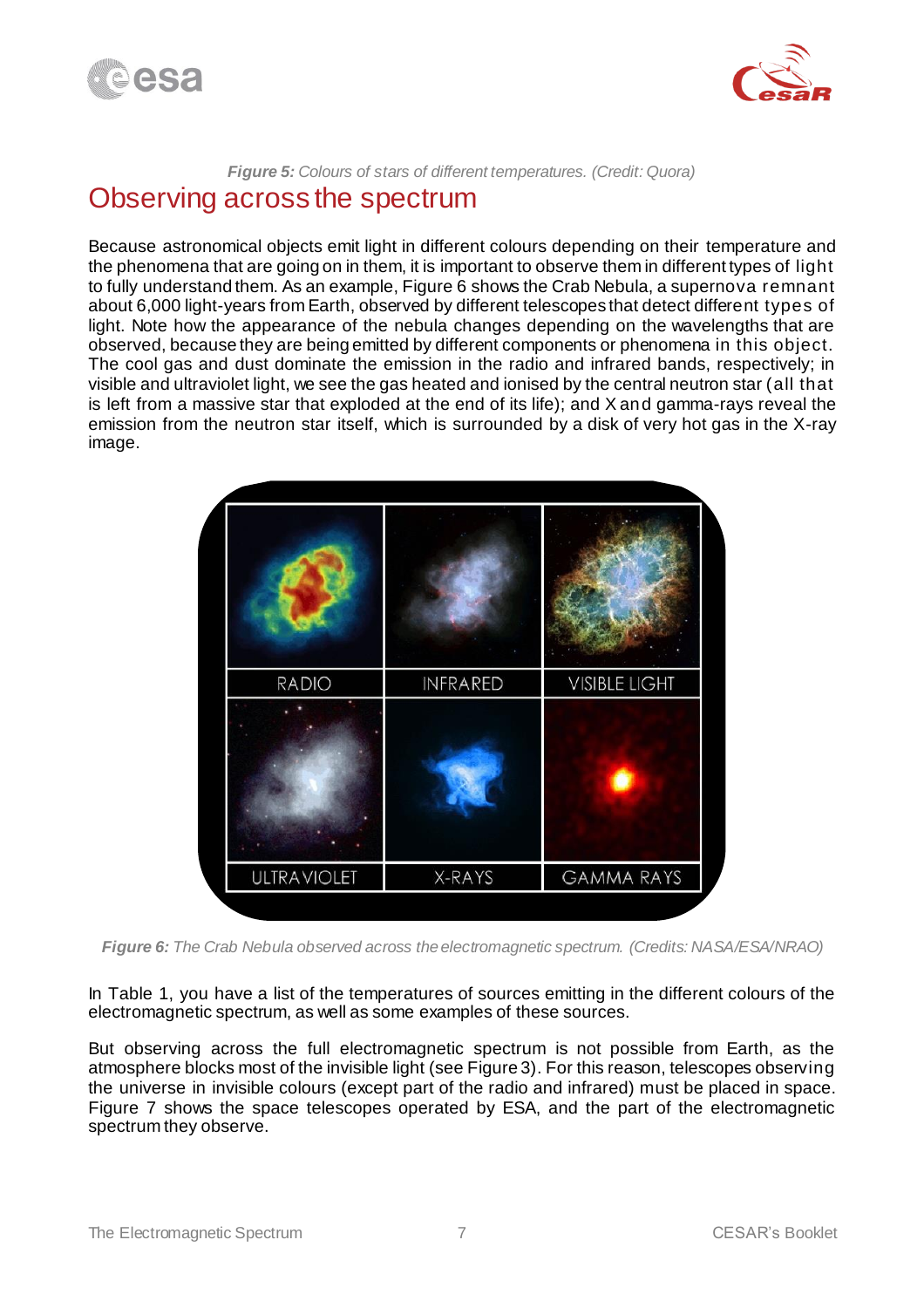*Figure 5:* Colours of stars of different temperatures. (Credit: Quora)

# Observing across the spectrum

Because astronomical objects emit light in different colours depending on their temperature and the phenomena that are going on in them, it is important to observe them in different types of light to fully understand them. As an example, Figure 6 shows the Crab Nebula, a supernova remnant about 6,000 light-years from Earth, observed by different telescopes that detect different types of light. Note how the appearance of the nebula changes depending on the wavelengths that are observed, because they are being emitted by different components or phenomena in this object. The cool gas and dust dominate the emission in the radio and infrared bands, respectively; in visible and ultraviolet light, we see the gas heated and ionised by the central neutron star (all that is left from a massive star that exploded at the end of its life); and X and gamma-rays reveal the emission from the neutron star itself, which is surrounded by a disk of very hot gas in the X-ray image.

RADIO | INFRARED | VISIBLE LIGHT

ULTRAVIOLET | X-RAYS | GAMMA RAYS

***Figure 6:*** *The Crab Nebula observed across the electromagnetic spectrum. (Credits: NASA/ESA/NRAO)*

In Table 1, you have a list of the temperatures of sources emitting in the different colours of the electromagnetic spectrum, as well as some examples of these sources.

But observing across the full electromagnetic spectrum is not possible from Earth, as the atmosphere blocks most of the invisible light (see Figure 3). For this reason, telescopes observing the universe in invisible colours (except part of the radio and infrared) must be placed in space. Figure 7 shows the space telescopes operated by ESA, and the part of the electromagnetic spectrum they observe.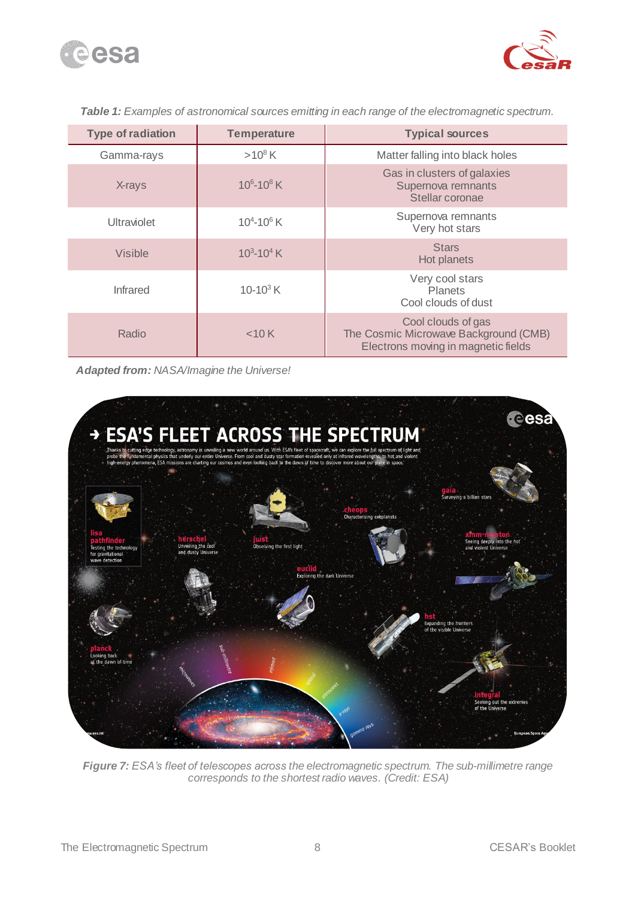*__Table 1:__ Examples of astronomical sources emitting in each range of the electromagnetic spectrum.*

| Type of radiation | Temperature | Typical sources |
|---|---|---|
| Gamma-rays | $>10^8$ K | Matter falling into black holes |
| X-rays | $10^6$-$10^8$ K | Gas in clusters of galaxies<br>Supernova remnants<br>Stellar coronae |
| Ultraviolet | $10^4$-$10^6$ K | Supernova remnants<br>Very hot stars |
| Visible | $10^3$-$10^4$ K | Stars<br>Hot planets |
| Infrared | 10-$10^3$ K | Very cool stars<br>Planets<br>Cool clouds of dust |
| Radio | <10 K | Cool clouds of gas<br>The Cosmic Microwave Background (CMB)<br>Electrons moving in magnetic fields |

***Adapted from:*** *NASA/Imagine the Universe!*

*__Figure 7:__ ESA's fleet of telescopes across the electromagnetic spectrum. The sub-millimetre range corresponds to the shortest radio waves. (Credit: ESA)*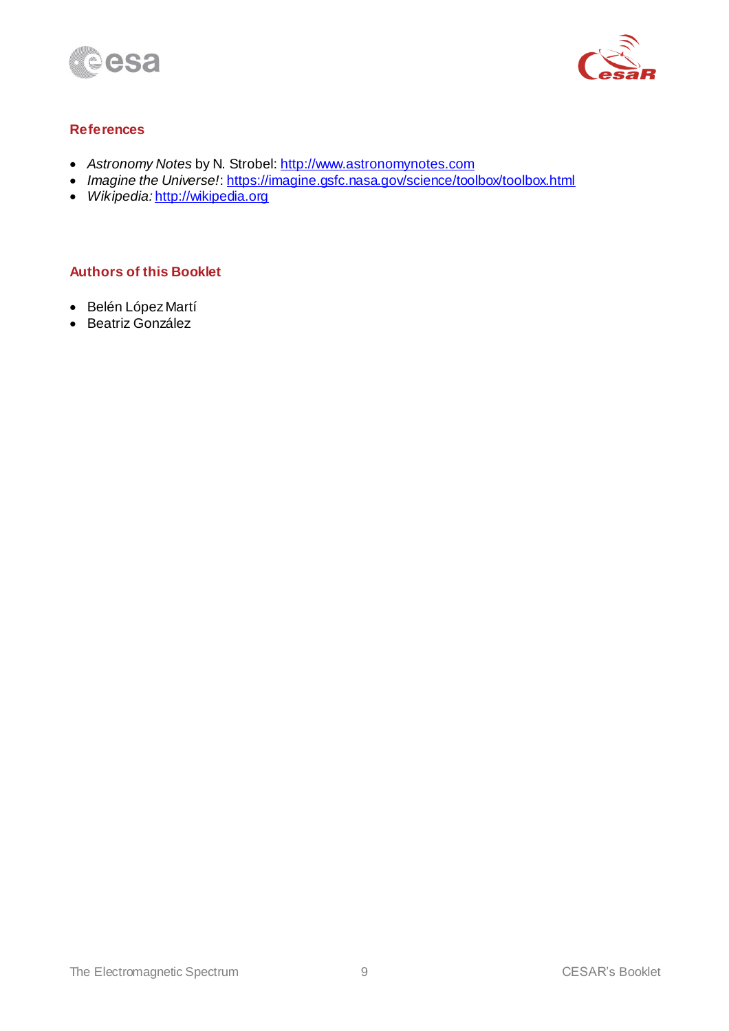## References

- *Astronomy Notes* by N. Strobel: http://www.astronomynotes.com
- *Imagine the Universe!*: https://imagine.gsfc.nasa.gov/science/toolbox/toolbox.html
- *Wikipedia:* http://wikipedia.org

## Authors of this Booklet

- Belén López Martí
- Beatriz González